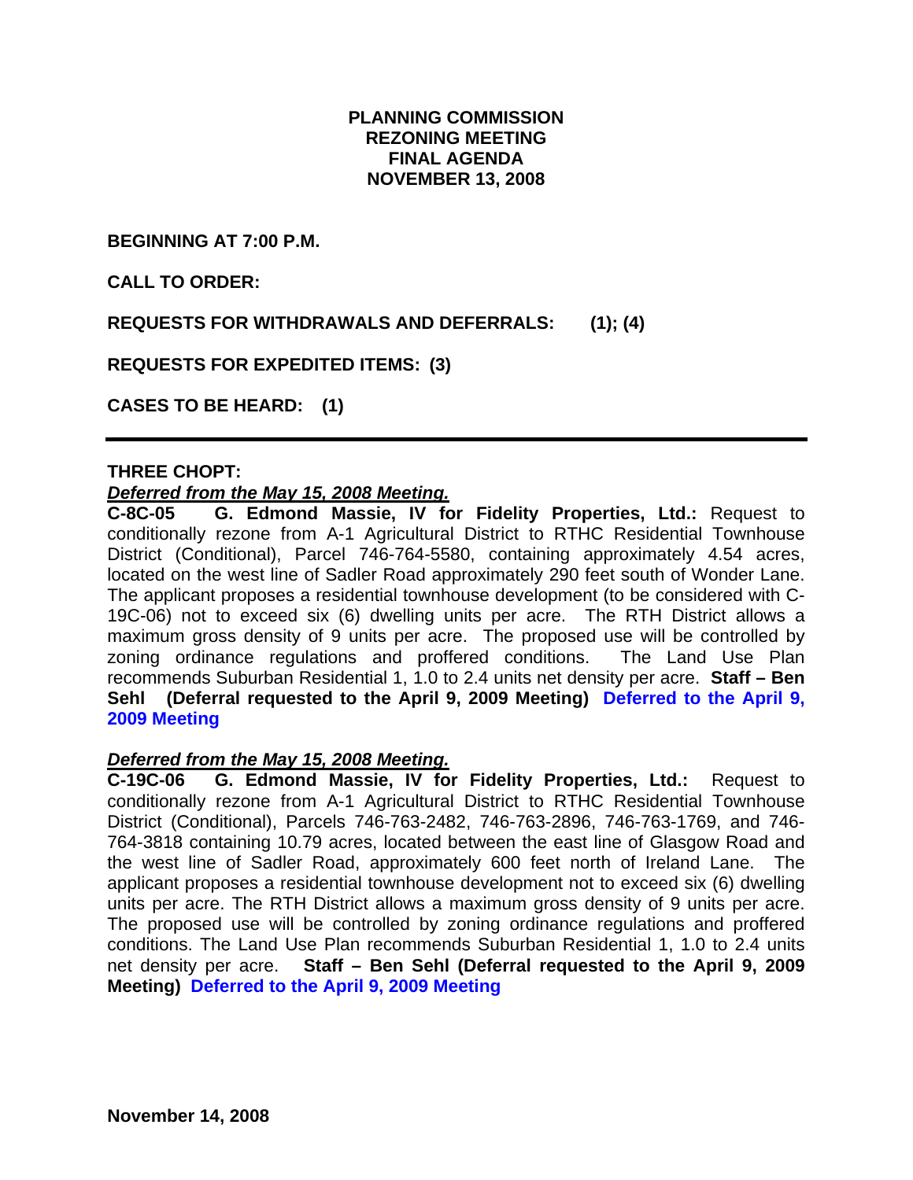# PLANNING COMMISSION
# REZONING MEETING
# FINAL AGENDA
# NOVEMBER 13, 2008

**BEGINNING AT 7:00 P.M.**

**CALL TO ORDER:**

**REQUESTS FOR WITHDRAWALS AND DEFERRALS: (1); (4)**

**REQUESTS FOR EXPEDITED ITEMS: (3)**

**CASES TO BE HEARD: (1)**

---

**THREE CHOPT:**

***Deferred from the May 15, 2008 Meeting.***

**C-8C-05 G. Edmond Massie, IV for Fidelity Properties, Ltd.:** Request to conditionally rezone from A-1 Agricultural District to RTHC Residential Townhouse District (Conditional), Parcel 746-764-5580, containing approximately 4.54 acres, located on the west line of Sadler Road approximately 290 feet south of Wonder Lane. The applicant proposes a residential townhouse development (to be considered with C-19C-06) not to exceed six (6) dwelling units per acre. The RTH District allows a maximum gross density of 9 units per acre. The proposed use will be controlled by zoning ordinance regulations and proffered conditions. The Land Use Plan recommends Suburban Residential 1, 1.0 to 2.4 units net density per acre. **Staff – Ben Sehl (Deferral requested to the April 9, 2009 Meeting) Deferred to the April 9, 2009 Meeting**

***Deferred from the May 15, 2008 Meeting.***

**C-19C-06 G. Edmond Massie, IV for Fidelity Properties, Ltd.:** Request to conditionally rezone from A-1 Agricultural District to RTHC Residential Townhouse District (Conditional), Parcels 746-763-2482, 746-763-2896, 746-763-1769, and 746-764-3818 containing 10.79 acres, located between the east line of Glasgow Road and the west line of Sadler Road, approximately 600 feet north of Ireland Lane. The applicant proposes a residential townhouse development not to exceed six (6) dwelling units per acre. The RTH District allows a maximum gross density of 9 units per acre. The proposed use will be controlled by zoning ordinance regulations and proffered conditions. The Land Use Plan recommends Suburban Residential 1, 1.0 to 2.4 units net density per acre. **Staff – Ben Sehl (Deferral requested to the April 9, 2009 Meeting) Deferred to the April 9, 2009 Meeting**

**November 14, 2008**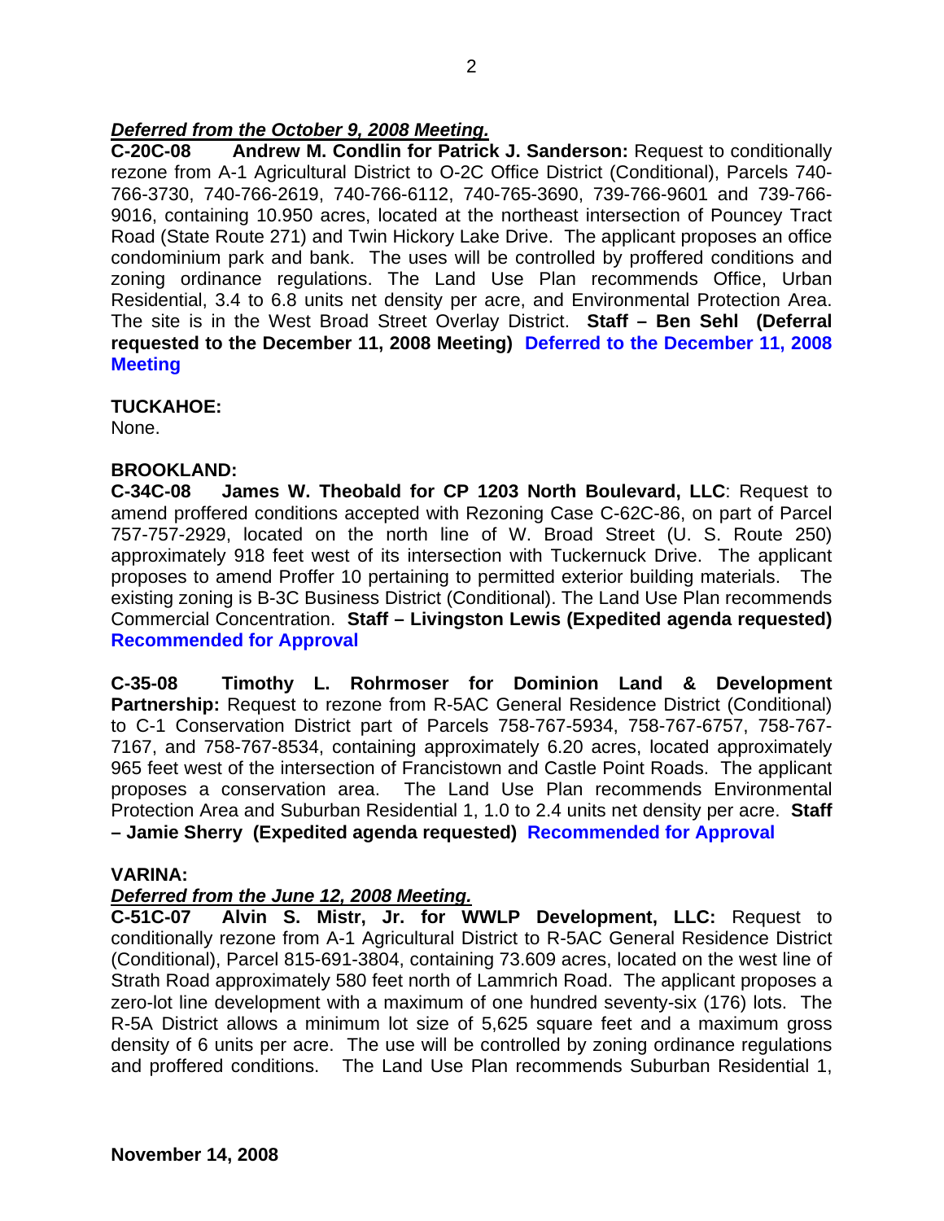***Deferred from the October 9, 2008 Meeting.***

**C-20C-08 Andrew M. Condlin for Patrick J. Sanderson:** Request to conditionally rezone from A-1 Agricultural District to O-2C Office District (Conditional), Parcels 740-766-3730, 740-766-2619, 740-766-6112, 740-765-3690, 739-766-9601 and 739-766-9016, containing 10.950 acres, located at the northeast intersection of Pouncey Tract Road (State Route 271) and Twin Hickory Lake Drive. The applicant proposes an office condominium park and bank. The uses will be controlled by proffered conditions and zoning ordinance regulations. The Land Use Plan recommends Office, Urban Residential, 3.4 to 6.8 units net density per acre, and Environmental Protection Area. The site is in the West Broad Street Overlay District. **Staff – Ben Sehl (Deferral requested to the December 11, 2008 Meeting) Deferred to the December 11, 2008 Meeting**

**TUCKAHOE:**

None.

**BROOKLAND:**

**C-34C-08 James W. Theobald for CP 1203 North Boulevard, LLC**: Request to amend proffered conditions accepted with Rezoning Case C-62C-86, on part of Parcel 757-757-2929, located on the north line of W. Broad Street (U. S. Route 250) approximately 918 feet west of its intersection with Tuckernuck Drive. The applicant proposes to amend Proffer 10 pertaining to permitted exterior building materials. The existing zoning is B-3C Business District (Conditional). The Land Use Plan recommends Commercial Concentration. **Staff – Livingston Lewis (Expedited agenda requested) Recommended for Approval**

**C-35-08 Timothy L. Rohrmoser for Dominion Land & Development Partnership:** Request to rezone from R-5AC General Residence District (Conditional) to C-1 Conservation District part of Parcels 758-767-5934, 758-767-6757, 758-767-7167, and 758-767-8534, containing approximately 6.20 acres, located approximately 965 feet west of the intersection of Francistown and Castle Point Roads. The applicant proposes a conservation area. The Land Use Plan recommends Environmental Protection Area and Suburban Residential 1, 1.0 to 2.4 units net density per acre. **Staff – Jamie Sherry (Expedited agenda requested) Recommended for Approval**

**VARINA:**

***Deferred from the June 12, 2008 Meeting.***

**C-51C-07 Alvin S. Mistr, Jr. for WWLP Development, LLC:** Request to conditionally rezone from A-1 Agricultural District to R-5AC General Residence District (Conditional), Parcel 815-691-3804, containing 73.609 acres, located on the west line of Strath Road approximately 580 feet north of Lammrich Road. The applicant proposes a zero-lot line development with a maximum of one hundred seventy-six (176) lots. The R-5A District allows a minimum lot size of 5,625 square feet and a maximum gross density of 6 units per acre. The use will be controlled by zoning ordinance regulations and proffered conditions. The Land Use Plan recommends Suburban Residential 1,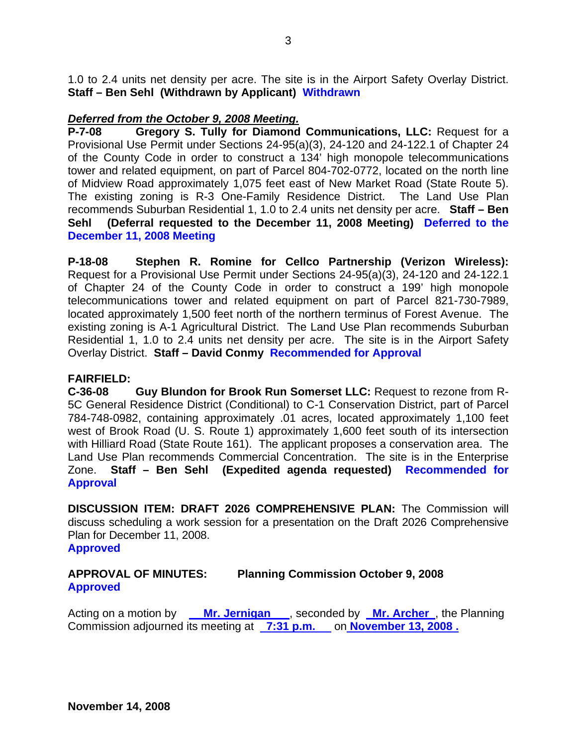1.0 to 2.4 units net density per acre. The site is in the Airport Safety Overlay District. **Staff – Ben Sehl (Withdrawn by Applicant) Withdrawn**

***Deferred from the October 9, 2008 Meeting.***

**P-7-08 Gregory S. Tully for Diamond Communications, LLC:** Request for a Provisional Use Permit under Sections 24-95(a)(3), 24-120 and 24-122.1 of Chapter 24 of the County Code in order to construct a 134' high monopole telecommunications tower and related equipment, on part of Parcel 804-702-0772, located on the north line of Midview Road approximately 1,075 feet east of New Market Road (State Route 5). The existing zoning is R-3 One-Family Residence District. The Land Use Plan recommends Suburban Residential 1, 1.0 to 2.4 units net density per acre. **Staff – Ben Sehl (Deferral requested to the December 11, 2008 Meeting) Deferred to the December 11, 2008 Meeting**

**P-18-08 Stephen R. Romine for Cellco Partnership (Verizon Wireless):** Request for a Provisional Use Permit under Sections 24-95(a)(3), 24-120 and 24-122.1 of Chapter 24 of the County Code in order to construct a 199' high monopole telecommunications tower and related equipment on part of Parcel 821-730-7989, located approximately 1,500 feet north of the northern terminus of Forest Avenue. The existing zoning is A-1 Agricultural District. The Land Use Plan recommends Suburban Residential 1, 1.0 to 2.4 units net density per acre. The site is in the Airport Safety Overlay District. **Staff – David Conmy Recommended for Approval**

**FAIRFIELD:**

**C-36-08 Guy Blundon for Brook Run Somerset LLC:** Request to rezone from R-5C General Residence District (Conditional) to C-1 Conservation District, part of Parcel 784-748-0982, containing approximately .01 acres, located approximately 1,100 feet west of Brook Road (U. S. Route 1) approximately 1,600 feet south of its intersection with Hilliard Road (State Route 161). The applicant proposes a conservation area. The Land Use Plan recommends Commercial Concentration. The site is in the Enterprise Zone. **Staff – Ben Sehl (Expedited agenda requested) Recommended for Approval**

**DISCUSSION ITEM: DRAFT 2026 COMPREHENSIVE PLAN:** The Commission will discuss scheduling a work session for a presentation on the Draft 2026 Comprehensive Plan for December 11, 2008.
**Approved**

**APPROVAL OF MINUTES: Planning Commission October 9, 2008**
**Approved**

Acting on a motion by **Mr. Jernigan**, seconded by **Mr. Archer**, the Planning Commission adjourned its meeting at **7:31 p.m.** on **November 13, 2008 .**

**November 14, 2008**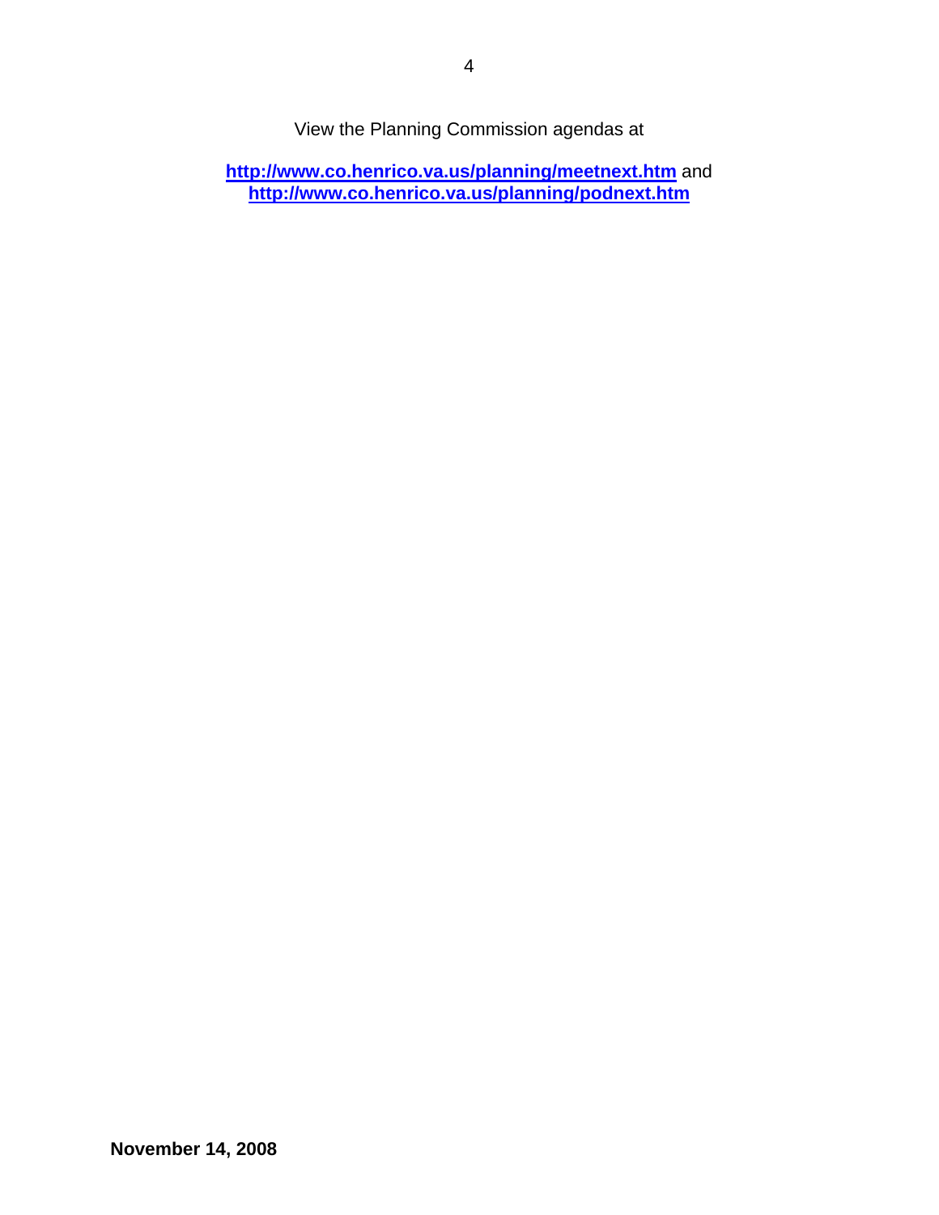View the Planning Commission agendas at

**http://www.co.henrico.va.us/planning/meetnext.htm** and **http://www.co.henrico.va.us/planning/podnext.htm**

**November 14, 2008**